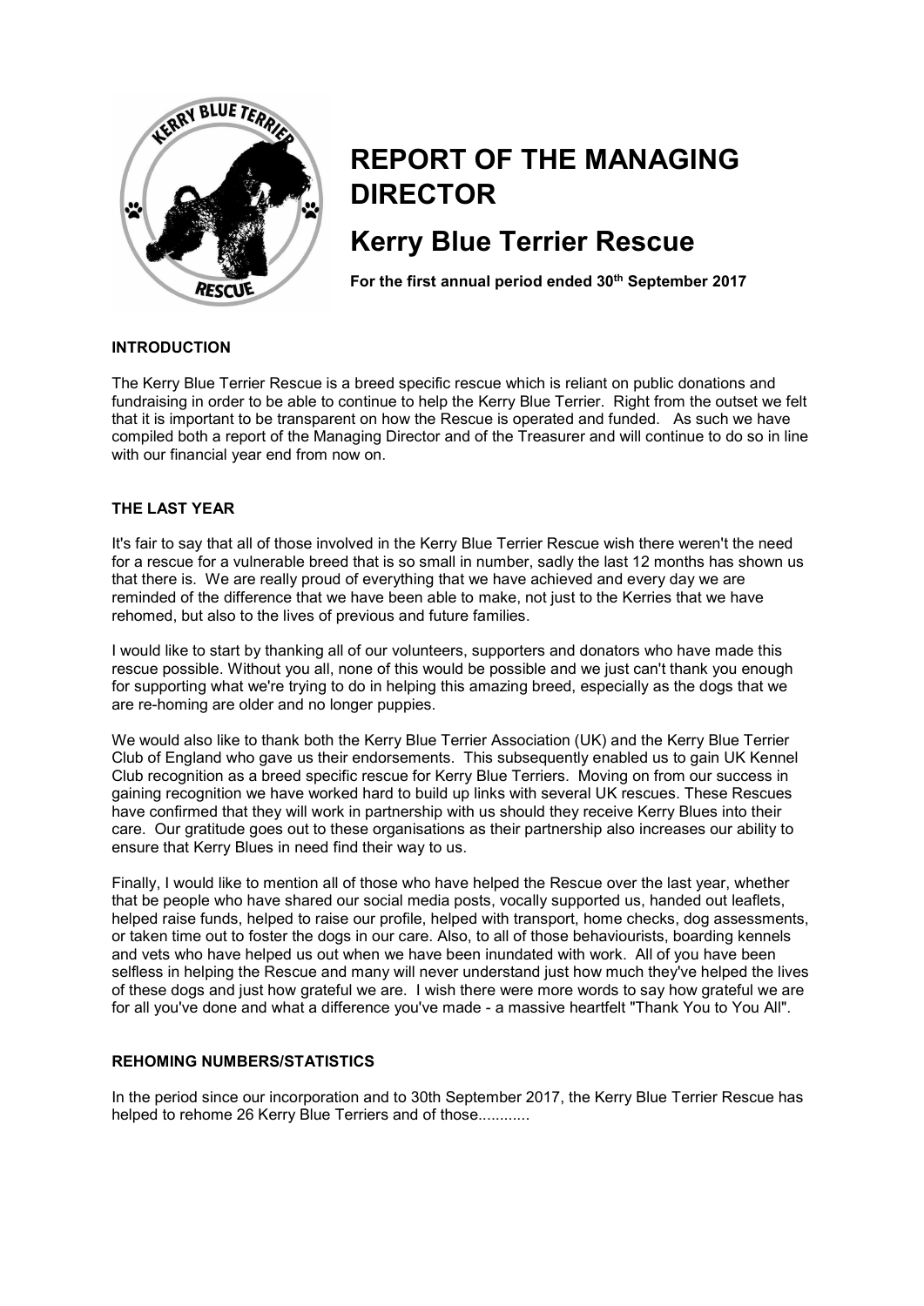# REPORT OF THE MANAGING DIRECTOR

## Kerry Blue Terrier Rescue

**For the first annual period ended 30th September 2017**

### INTRODUCTION

The Kerry Blue Terrier Rescue is a breed specific rescue which is reliant on public donations and fundraising in order to be able to continue to help the Kerry Blue Terrier. Right from the outset we felt that it is important to be transparent on how the Rescue is operated and funded. As such we have compiled both a report of the Managing Director and of the Treasurer and will continue to do so in line with our financial year end from now on.

### THE LAST YEAR

It's fair to say that all of those involved in the Kerry Blue Terrier Rescue wish there weren't the need for a rescue for a vulnerable breed that is so small in number, sadly the last 12 months has shown us that there is. We are really proud of everything that we have achieved and every day we are reminded of the difference that we have been able to make, not just to the Kerries that we have rehomed, but also to the lives of previous and future families.

I would like to start by thanking all of our volunteers, supporters and donators who have made this rescue possible. Without you all, none of this would be possible and we just can't thank you enough for supporting what we're trying to do in helping this amazing breed, especially as the dogs that we are re-homing are older and no longer puppies.

We would also like to thank both the Kerry Blue Terrier Association (UK) and the Kerry Blue Terrier Club of England who gave us their endorsements. This subsequently enabled us to gain UK Kennel Club recognition as a breed specific rescue for Kerry Blue Terriers. Moving on from our success in gaining recognition we have worked hard to build up links with several UK rescues. These Rescues have confirmed that they will work in partnership with us should they receive Kerry Blues into their care. Our gratitude goes out to these organisations as their partnership also increases our ability to ensure that Kerry Blues in need find their way to us.

Finally, I would like to mention all of those who have helped the Rescue over the last year, whether that be people who have shared our social media posts, vocally supported us, handed out leaflets, helped raise funds, helped to raise our profile, helped with transport, home checks, dog assessments, or taken time out to foster the dogs in our care. Also, to all of those behaviourists, boarding kennels and vets who have helped us out when we have been inundated with work. All of you have been selfless in helping the Rescue and many will never understand just how much they've helped the lives of these dogs and just how grateful we are. I wish there were more words to say how grateful we are for all you've done and what a difference you've made - a massive heartfelt "Thank You to You All".

### REHOMING NUMBERS/STATISTICS

In the period since our incorporation and to 30th September 2017, the Kerry Blue Terrier Rescue has helped to rehome 26 Kerry Blue Terriers and of those............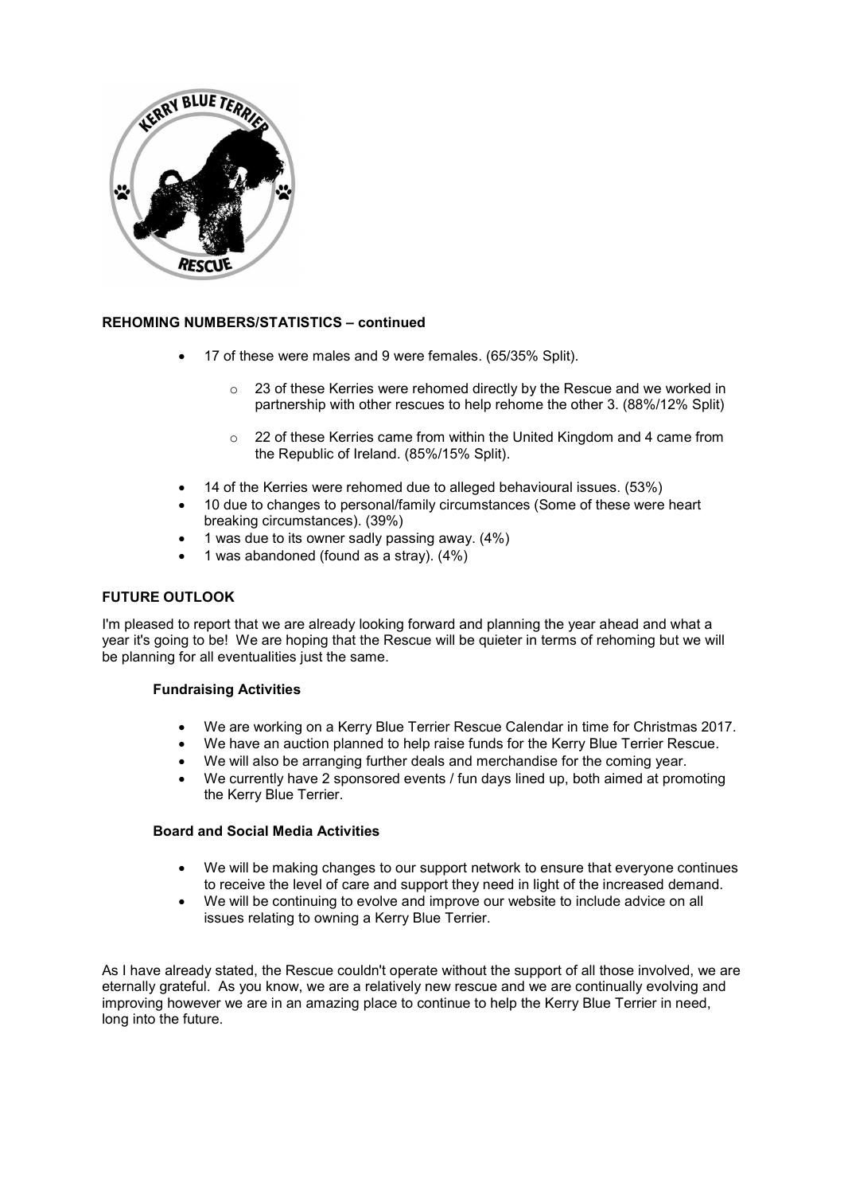## REHOMING NUMBERS/STATISTICS – continued

- 17 of these were males and 9 were females. (65/35% Split).
    - 23 of these Kerries were rehomed directly by the Rescue and we worked in partnership with other rescues to help rehome the other 3. (88%/12% Split)
    - 22 of these Kerries came from within the United Kingdom and 4 came from the Republic of Ireland. (85%/15% Split).
- 14 of the Kerries were rehomed due to alleged behavioural issues. (53%)
- 10 due to changes to personal/family circumstances (Some of these were heart breaking circumstances). (39%)
- 1 was due to its owner sadly passing away. (4%)
- 1 was abandoned (found as a stray). (4%)

## FUTURE OUTLOOK

I'm pleased to report that we are already looking forward and planning the year ahead and what a year it's going to be! We are hoping that the Rescue will be quieter in terms of rehoming but we will be planning for all eventualities just the same.

### Fundraising Activities

- We are working on a Kerry Blue Terrier Rescue Calendar in time for Christmas 2017.
- We have an auction planned to help raise funds for the Kerry Blue Terrier Rescue.
- We will also be arranging further deals and merchandise for the coming year.
- We currently have 2 sponsored events / fun days lined up, both aimed at promoting the Kerry Blue Terrier.

### Board and Social Media Activities

- We will be making changes to our support network to ensure that everyone continues to receive the level of care and support they need in light of the increased demand.
- We will be continuing to evolve and improve our website to include advice on all issues relating to owning a Kerry Blue Terrier.

As I have already stated, the Rescue couldn't operate without the support of all those involved, we are eternally grateful. As you know, we are a relatively new rescue and we are continually evolving and improving however we are in an amazing place to continue to help the Kerry Blue Terrier in need, long into the future.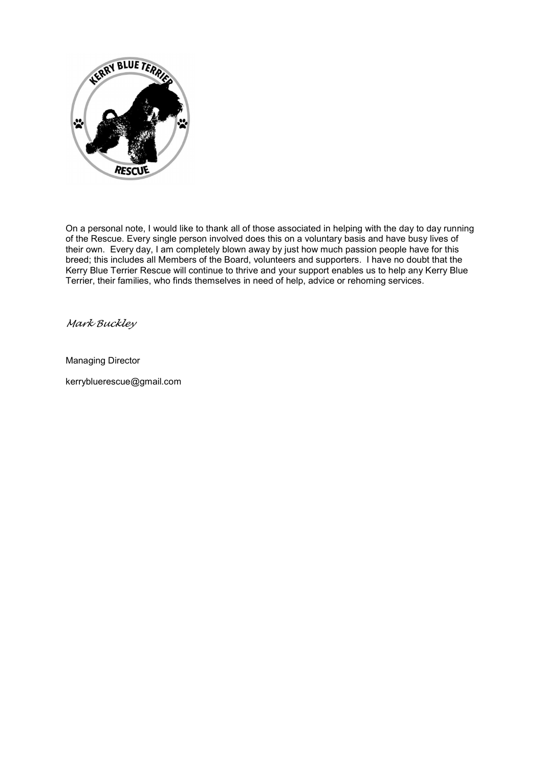On a personal note, I would like to thank all of those associated in helping with the day to day running of the Rescue. Every single person involved does this on a voluntary basis and have busy lives of their own. Every day, I am completely blown away by just how much passion people have for this breed; this includes all Members of the Board, volunteers and supporters. I have no doubt that the Kerry Blue Terrier Rescue will continue to thrive and your support enables us to help any Kerry Blue Terrier, their families, who finds themselves in need of help, advice or rehoming services.

*Mark Buckley*

Managing Director

kerryblueresc ue@gmail.com